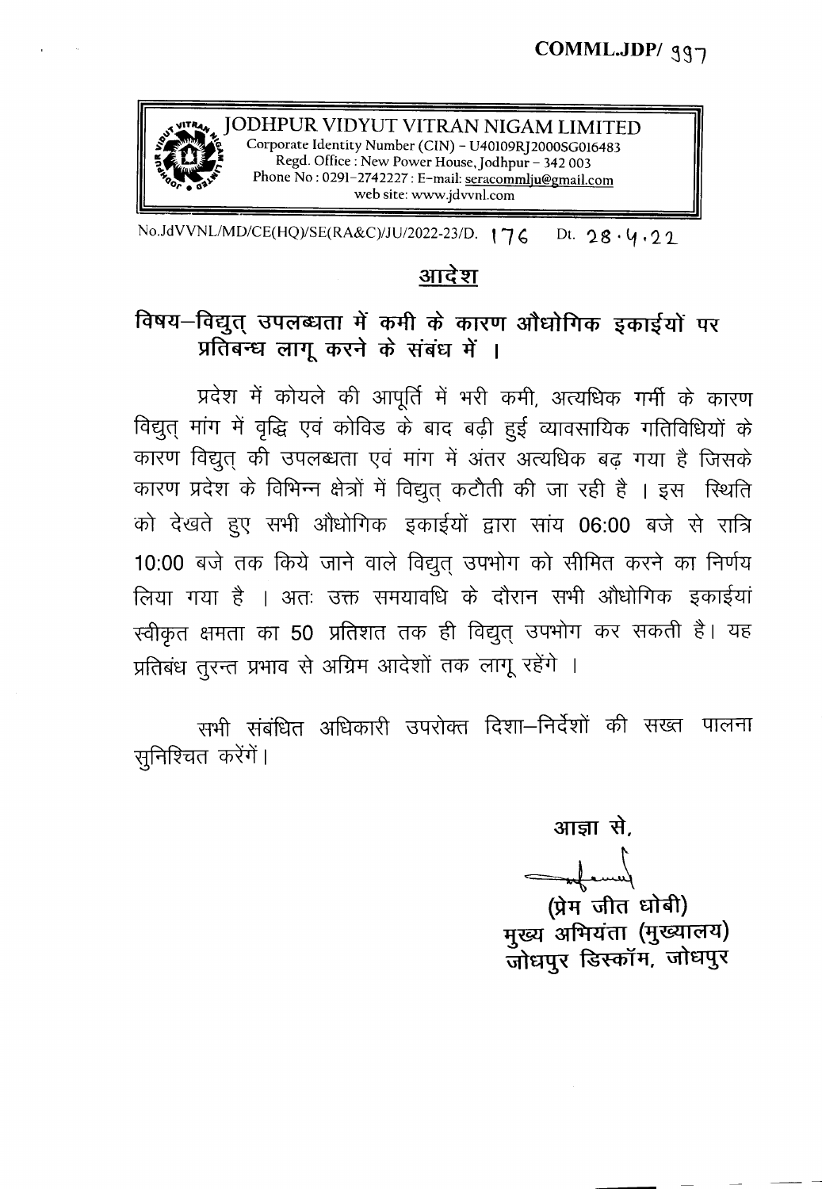**COMML.JDP/ ९९७**

**JODHPUR VIDYUT VITRAN NIGAM LIMITED**
Corporate Identity Number (CIN) – U40109RJ2000SG016483
Regd. Office : New Power House, Jodhpur – 342 003
Phone No : 0291-2742227 : E-mail: seracommlju@gmail.com
web site: www.jdvvnl.com

No.JdVVNL/MD/CE(HQ)/SE(RA&C)/JU/2022-23/D. 176 Dt. 28.4.22

## आदेश

### विषय–विद्युत् उपलब्धता में कमी के कारण औधोगिक इकाईयों पर प्रतिबन्ध लागू करने के संबंध में ।

प्रदेश में कोयले की आपूर्ति में भरी कमी, अत्यधिक गर्मी के कारण विद्युत् मांग में वृद्धि एवं कोविड के बाद बढ़ी हुई व्यावसायिक गतिविधियों के कारण विद्युत् की उपलब्धता एवं मांग में अंतर अत्यधिक बढ़ गया है जिसके कारण प्रदेश के विभिन्न क्षेत्रों में विद्युत् कटौती की जा रही है । इस स्थिति को देखते हुए सभी औधोगिक इकाईयों द्वारा सांय 06:00 बजे से रात्रि 10:00 बजे तक किये जाने वाले विद्युत् उपभोग को सीमित करने का निर्णय लिया गया है । अतः उक्त समयावधि के दौरान सभी औधोगिक इकाईयां स्वीकृत क्षमता का 50 प्रतिशत तक ही विद्युत् उपभोग कर सकती है। यह प्रतिबंध तुरन्त प्रभाव से अग्रिम आदेशों तक लागू रहेंगे ।

सभी संबंधित अधिकारी उपरोक्त दिशा–निर्देशों की सख्त पालना सुनिश्चित करेंगें।

आज्ञा से,

(प्रेम जीत धोबी)
मुख्य अभियंता (मुख्यालय)
जोधपुर डिस्कॉम, जोधपुर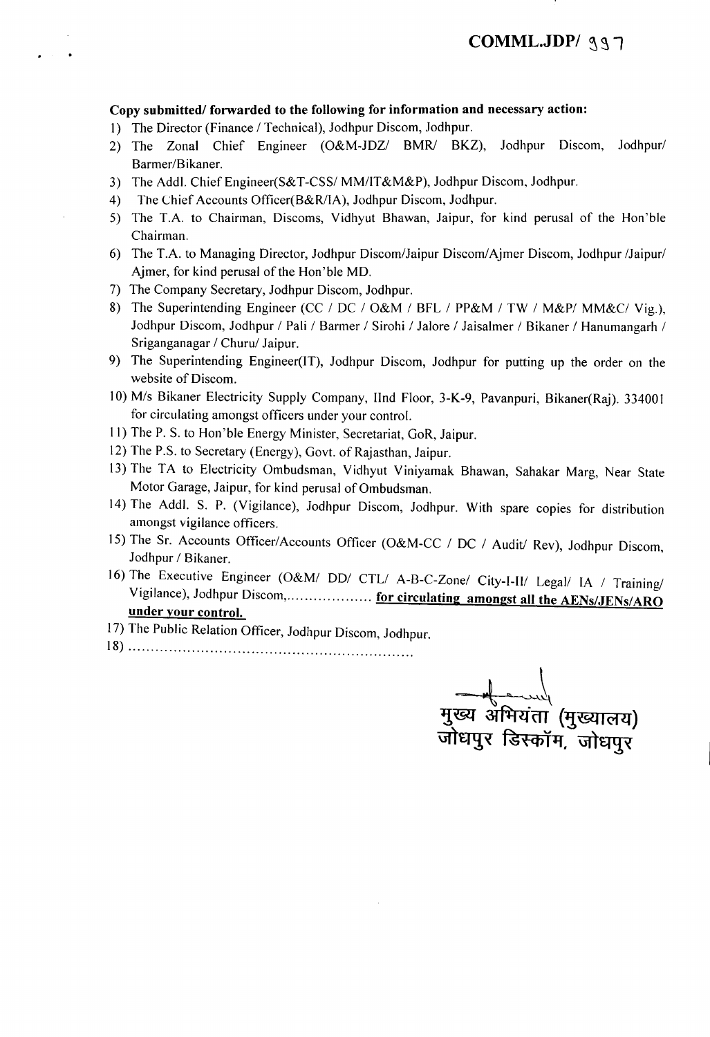**COMML.JDP/ ९९७**

**Copy submitted/ forwarded to the following for information and necessary action:**

1) The Director (Finance / Technical), Jodhpur Discom, Jodhpur.
2) The Zonal Chief Engineer (O&M-JDZ/ BMR/ BKZ), Jodhpur Discom, Jodhpur/ Barmer/Bikaner.
3) The Addl. Chief Engineer(S&T-CSS/ MM/IT&M&P), Jodhpur Discom, Jodhpur.
4) The Chief Accounts Officer(B&R/IA), Jodhpur Discom, Jodhpur.
5) The T.A. to Chairman, Discoms, Vidhyut Bhawan, Jaipur, for kind perusal of the Hon'ble Chairman.
6) The T.A. to Managing Director, Jodhpur Discom/Jaipur Discom/Ajmer Discom, Jodhpur /Jaipur/ Ajmer, for kind perusal of the Hon'ble MD.
7) The Company Secretary, Jodhpur Discom, Jodhpur.
8) The Superintending Engineer (CC / DC / O&M / BFL / PP&M / TW / M&P/ MM&C/ Vig.), Jodhpur Discom, Jodhpur / Pali / Barmer / Sirohi / Jalore / Jaisalmer / Bikaner / Hanumangarh / Sriganganagar / Churu/ Jaipur.
9) The Superintending Engineer(IT), Jodhpur Discom, Jodhpur for putting up the order on the website of Discom.
10) M/s Bikaner Electricity Supply Company, IInd Floor, 3-K-9, Pavanpuri, Bikaner(Raj). 334001 for circulating amongst officers under your control.
11) The P. S. to Hon'ble Energy Minister, Secretariat, GoR, Jaipur.
12) The P.S. to Secretary (Energy), Govt. of Rajasthan, Jaipur.
13) The TA to Electricity Ombudsman, Vidhyut Viniyamak Bhawan, Sahakar Marg, Near State Motor Garage, Jaipur, for kind perusal of Ombudsman.
14) The Addl. S. P. (Vigilance), Jodhpur Discom, Jodhpur. With spare copies for distribution amongst vigilance officers.
15) The Sr. Accounts Officer/Accounts Officer (O&M-CC / DC / Audit/ Rev), Jodhpur Discom, Jodhpur / Bikaner.
16) The Executive Engineer (O&M/ DD/ CTL/ A-B-C-Zone/ City-I-II/ Legal/ IA / Training/ Vigilance), Jodhpur Discom,.................. **for circulating amongst all the AENs/JENs/ARO under your control.**
17) The Public Relation Officer, Jodhpur Discom, Jodhpur.
18) ..............................................................

मुख्य अभियंता (मुख्यालय)
जोधपुर डिस्कॉम, जोधपुर